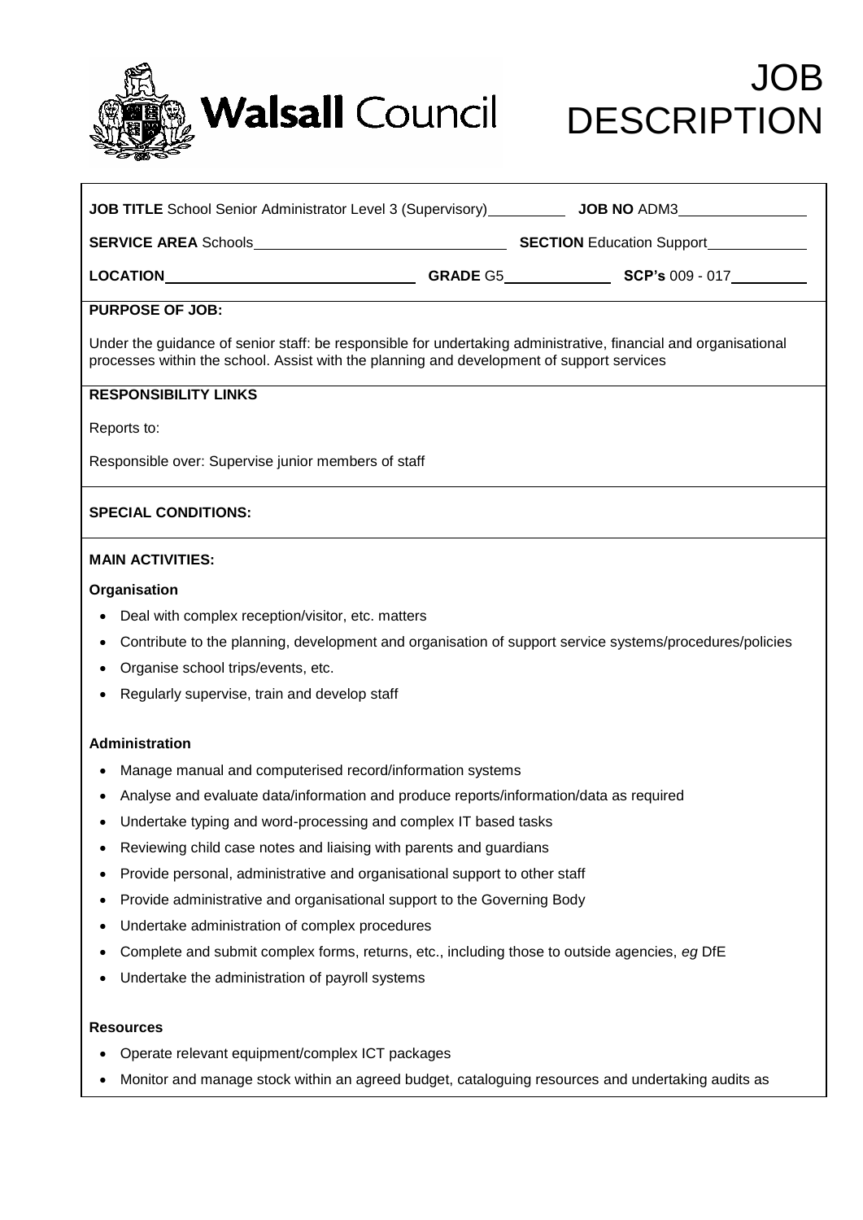Walsall Council

# JOB DESCRIPTION

**JOB TITLE** School Senior Administrator Level 3 (Supervisory) **JOB NO** ADM3

**SERVICE AREA** Schools **SECTION** Education Support

**LOCATION** **GRADE** G5 **SCP's** 009 - 017

**PURPOSE OF JOB:**

Under the guidance of senior staff: be responsible for undertaking administrative, financial and organisational processes within the school. Assist with the planning and development of support services

**RESPONSIBILITY LINKS**

Reports to:

Responsible over: Supervise junior members of staff

**SPECIAL CONDITIONS:**

**MAIN ACTIVITIES:**

**Organisation**

- Deal with complex reception/visitor, etc. matters
- Contribute to the planning, development and organisation of support service systems/procedures/policies
- Organise school trips/events, etc.
- Regularly supervise, train and develop staff

**Administration**

- Manage manual and computerised record/information systems
- Analyse and evaluate data/information and produce reports/information/data as required
- Undertake typing and word-processing and complex IT based tasks
- Reviewing child case notes and liaising with parents and guardians
- Provide personal, administrative and organisational support to other staff
- Provide administrative and organisational support to the Governing Body
- Undertake administration of complex procedures
- Complete and submit complex forms, returns, etc., including those to outside agencies, *eg* DfE
- Undertake the administration of payroll systems

**Resources**

- Operate relevant equipment/complex ICT packages
- Monitor and manage stock within an agreed budget, cataloguing resources and undertaking audits as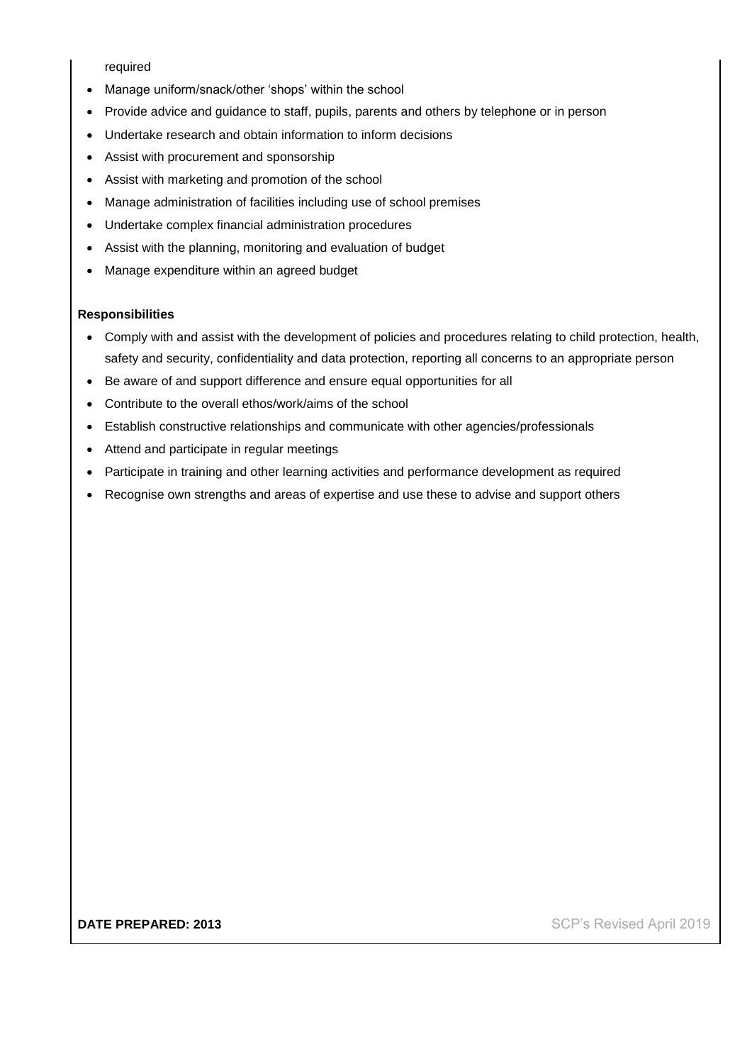required

- Manage uniform/snack/other 'shops' within the school
- Provide advice and guidance to staff, pupils, parents and others by telephone or in person
- Undertake research and obtain information to inform decisions
- Assist with procurement and sponsorship
- Assist with marketing and promotion of the school
- Manage administration of facilities including use of school premises
- Undertake complex financial administration procedures
- Assist with the planning, monitoring and evaluation of budget
- Manage expenditure within an agreed budget

**Responsibilities**

- Comply with and assist with the development of policies and procedures relating to child protection, health, safety and security, confidentiality and data protection, reporting all concerns to an appropriate person
- Be aware of and support difference and ensure equal opportunities for all
- Contribute to the overall ethos/work/aims of the school
- Establish constructive relationships and communicate with other agencies/professionals
- Attend and participate in regular meetings
- Participate in training and other learning activities and performance development as required
- Recognise own strengths and areas of expertise and use these to advise and support others

**DATE PREPARED: 2013** SCP's Revised April 2019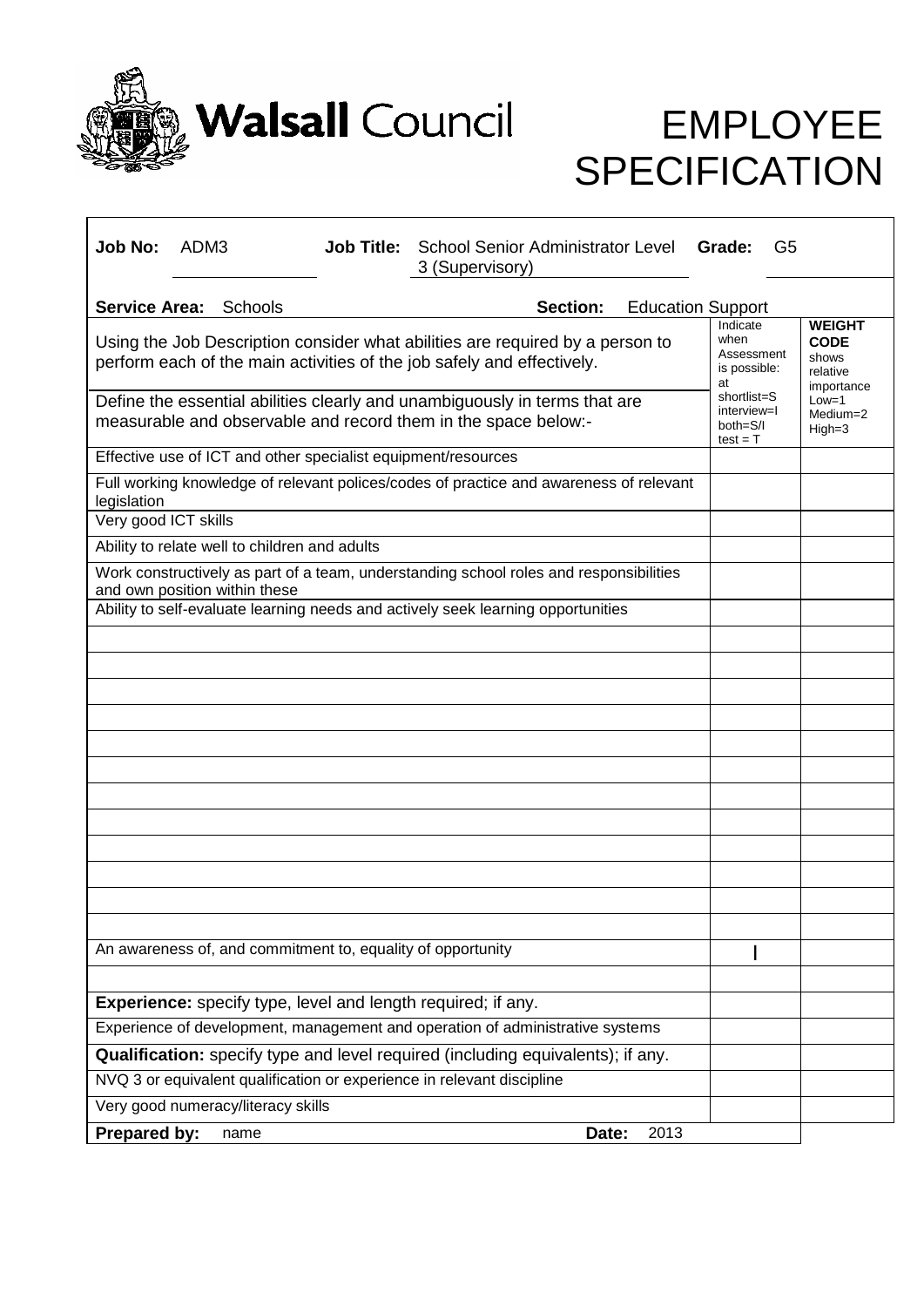Walsall Council

# EMPLOYEE SPECIFICATION

**Job No:** ADM3 **Job Title:** School Senior Administrator Level 3 (Supervisory) **Grade:** G5

**Service Area:** Schools **Section:** Education Support

| Using the Job Description consider what abilities are required by a person to perform each of the main activities of the job safely and effectively. Define the essential abilities clearly and unambiguously in terms that are measurable and observable and record them in the space below:- | Indicate when Assessment is possible: at shortlist=S interview=I both=S/I test = T | **WEIGHT CODE** shows relative importance Low=1 Medium=2 High=3 |
|---|---|---|
| Effective use of ICT and other specialist equipment/resources | | |
| Full working knowledge of relevant polices/codes of practice and awareness of relevant legislation | | |
| Very good ICT skills | | |
| Ability to relate well to children and adults | | |
| Work constructively as part of a team, understanding school roles and responsibilities and own position within these | | |
| Ability to self-evaluate learning needs and actively seek learning opportunities | | |
| | | |
| | | |
| | | |
| | | |
| | | |
| | | |
| | | |
| | | |
| | | |
| | | |
| | | |
| | | |
| An awareness of, and commitment to, equality of opportunity | I | |
| | | |
| **Experience:** specify type, level and length required; if any. | | |
| Experience of development, management and operation of administrative systems | | |
| **Qualification:** specify type and level required (including equivalents); if any. | | |
| NVQ 3 or equivalent qualification or experience in relevant discipline | | |
| Very good numeracy/literacy skills | | |

**Prepared by:** name **Date:** 2013